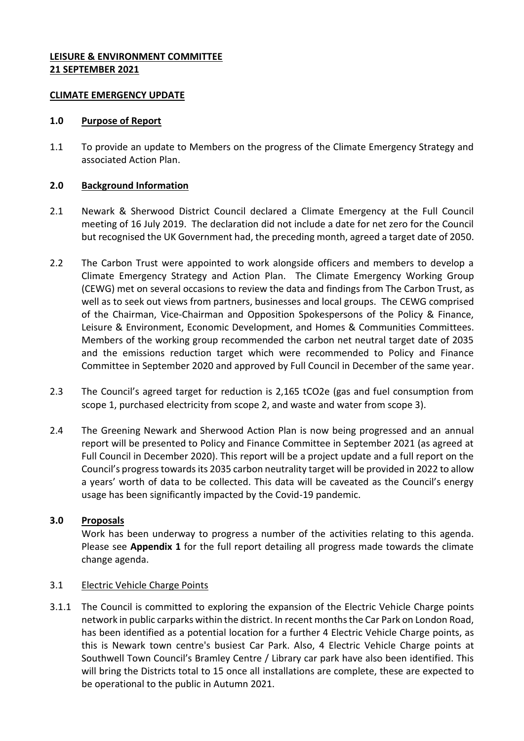**LEISURE & ENVIRONMENT COMMITTEE**
**21 SEPTEMBER 2021**

**CLIMATE EMERGENCY UPDATE**

## 1.0 Purpose of Report

1.1 To provide an update to Members on the progress of the Climate Emergency Strategy and associated Action Plan.

## 2.0 Background Information

2.1 Newark & Sherwood District Council declared a Climate Emergency at the Full Council meeting of 16 July 2019. The declaration did not include a date for net zero for the Council but recognised the UK Government had, the preceding month, agreed a target date of 2050.

2.2 The Carbon Trust were appointed to work alongside officers and members to develop a Climate Emergency Strategy and Action Plan. The Climate Emergency Working Group (CEWG) met on several occasions to review the data and findings from The Carbon Trust, as well as to seek out views from partners, businesses and local groups. The CEWG comprised of the Chairman, Vice-Chairman and Opposition Spokespersons of the Policy & Finance, Leisure & Environment, Economic Development, and Homes & Communities Committees. Members of the working group recommended the carbon net neutral target date of 2035 and the emissions reduction target which were recommended to Policy and Finance Committee in September 2020 and approved by Full Council in December of the same year.

2.3 The Council's agreed target for reduction is 2,165 $tCO_2e$ (gas and fuel consumption from scope 1, purchased electricity from scope 2, and waste and water from scope 3).

2.4 The Greening Newark and Sherwood Action Plan is now being progressed and an annual report will be presented to Policy and Finance Committee in September 2021 (as agreed at Full Council in December 2020). This report will be a project update and a full report on the Council's progress towards its 2035 carbon neutrality target will be provided in 2022 to allow a years' worth of data to be collected. This data will be caveated as the Council's energy usage has been significantly impacted by the Covid-19 pandemic.

## 3.0 Proposals

Work has been underway to progress a number of the activities relating to this agenda. Please see **Appendix 1** for the full report detailing all progress made towards the climate change agenda.

### 3.1 Electric Vehicle Charge Points

3.1.1 The Council is committed to exploring the expansion of the Electric Vehicle Charge points network in public carparks within the district. In recent months the Car Park on London Road, has been identified as a potential location for a further 4 Electric Vehicle Charge points, as this is Newark town centre's busiest Car Park. Also, 4 Electric Vehicle Charge points at Southwell Town Council's Bramley Centre / Library car park have also been identified. This will bring the Districts total to 15 once all installations are complete, these are expected to be operational to the public in Autumn 2021.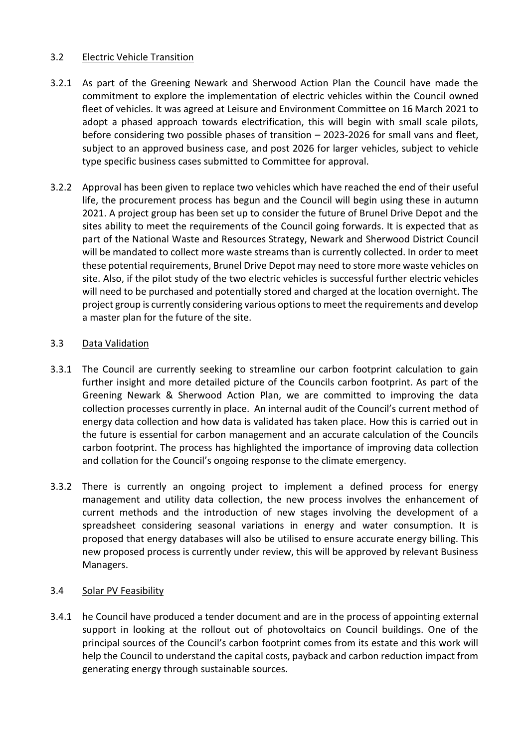### 3.2 Electric Vehicle Transition

3.2.1 As part of the Greening Newark and Sherwood Action Plan the Council have made the commitment to explore the implementation of electric vehicles within the Council owned fleet of vehicles. It was agreed at Leisure and Environment Committee on 16 March 2021 to adopt a phased approach towards electrification, this will begin with small scale pilots, before considering two possible phases of transition – 2023-2026 for small vans and fleet, subject to an approved business case, and post 2026 for larger vehicles, subject to vehicle type specific business cases submitted to Committee for approval.

3.2.2 Approval has been given to replace two vehicles which have reached the end of their useful life, the procurement process has begun and the Council will begin using these in autumn 2021. A project group has been set up to consider the future of Brunel Drive Depot and the sites ability to meet the requirements of the Council going forwards. It is expected that as part of the National Waste and Resources Strategy, Newark and Sherwood District Council will be mandated to collect more waste streams than is currently collected. In order to meet these potential requirements, Brunel Drive Depot may need to store more waste vehicles on site. Also, if the pilot study of the two electric vehicles is successful further electric vehicles will need to be purchased and potentially stored and charged at the location overnight. The project group is currently considering various options to meet the requirements and develop a master plan for the future of the site.

### 3.3 Data Validation

3.3.1 The Council are currently seeking to streamline our carbon footprint calculation to gain further insight and more detailed picture of the Councils carbon footprint. As part of the Greening Newark & Sherwood Action Plan, we are committed to improving the data collection processes currently in place. An internal audit of the Council's current method of energy data collection and how data is validated has taken place. How this is carried out in the future is essential for carbon management and an accurate calculation of the Councils carbon footprint. The process has highlighted the importance of improving data collection and collation for the Council's ongoing response to the climate emergency.

3.3.2 There is currently an ongoing project to implement a defined process for energy management and utility data collection, the new process involves the enhancement of current methods and the introduction of new stages involving the development of a spreadsheet considering seasonal variations in energy and water consumption. It is proposed that energy databases will also be utilised to ensure accurate energy billing. This new proposed process is currently under review, this will be approved by relevant Business Managers.

### 3.4 Solar PV Feasibility

3.4.1 he Council have produced a tender document and are in the process of appointing external support in looking at the rollout out of photovoltaics on Council buildings. One of the principal sources of the Council's carbon footprint comes from its estate and this work will help the Council to understand the capital costs, payback and carbon reduction impact from generating energy through sustainable sources.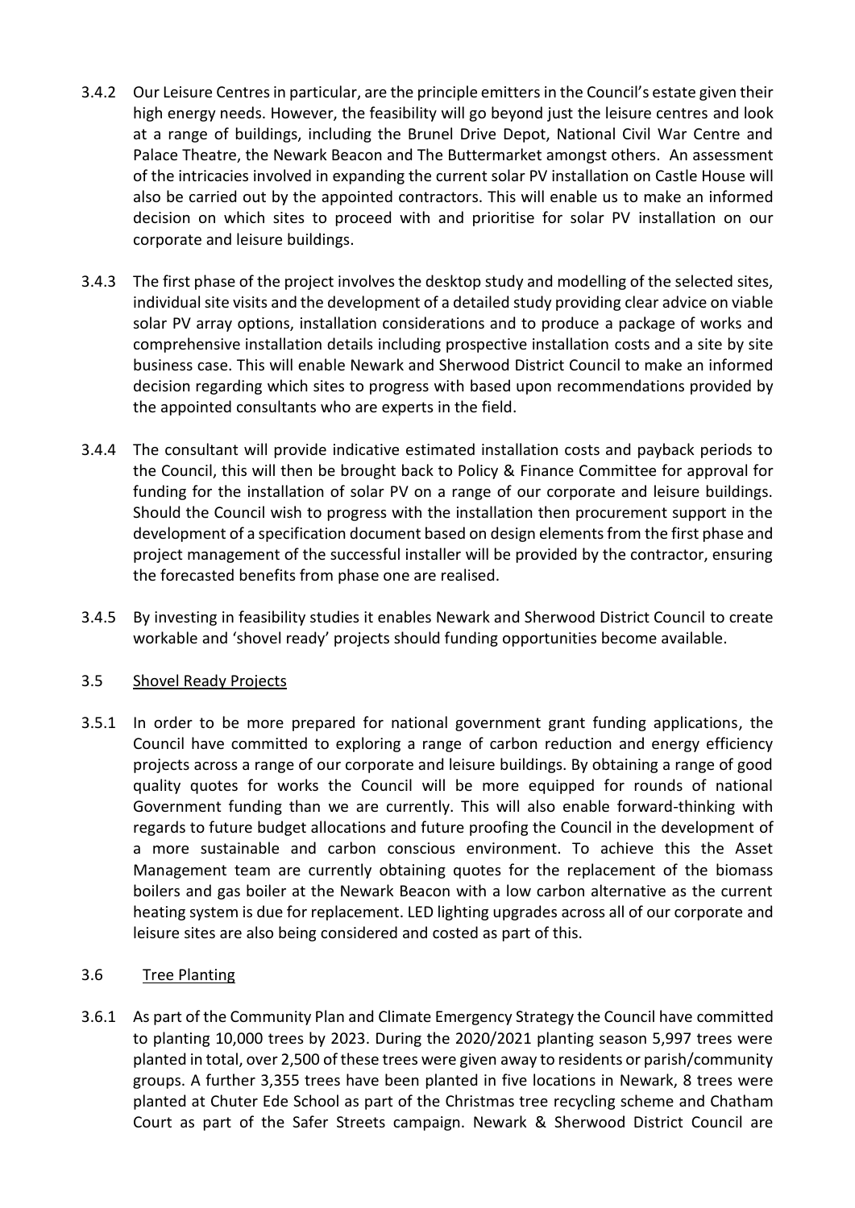3.4.2 Our Leisure Centres in particular, are the principle emitters in the Council's estate given their high energy needs. However, the feasibility will go beyond just the leisure centres and look at a range of buildings, including the Brunel Drive Depot, National Civil War Centre and Palace Theatre, the Newark Beacon and The Buttermarket amongst others. An assessment of the intricacies involved in expanding the current solar PV installation on Castle House will also be carried out by the appointed contractors. This will enable us to make an informed decision on which sites to proceed with and prioritise for solar PV installation on our corporate and leisure buildings.

3.4.3 The first phase of the project involves the desktop study and modelling of the selected sites, individual site visits and the development of a detailed study providing clear advice on viable solar PV array options, installation considerations and to produce a package of works and comprehensive installation details including prospective installation costs and a site by site business case. This will enable Newark and Sherwood District Council to make an informed decision regarding which sites to progress with based upon recommendations provided by the appointed consultants who are experts in the field.

3.4.4 The consultant will provide indicative estimated installation costs and payback periods to the Council, this will then be brought back to Policy & Finance Committee for approval for funding for the installation of solar PV on a range of our corporate and leisure buildings. Should the Council wish to progress with the installation then procurement support in the development of a specification document based on design elements from the first phase and project management of the successful installer will be provided by the contractor, ensuring the forecasted benefits from phase one are realised.

3.4.5 By investing in feasibility studies it enables Newark and Sherwood District Council to create workable and 'shovel ready' projects should funding opportunities become available.

## 3.5 Shovel Ready Projects

3.5.1 In order to be more prepared for national government grant funding applications, the Council have committed to exploring a range of carbon reduction and energy efficiency projects across a range of our corporate and leisure buildings. By obtaining a range of good quality quotes for works the Council will be more equipped for rounds of national Government funding than we are currently. This will also enable forward-thinking with regards to future budget allocations and future proofing the Council in the development of a more sustainable and carbon conscious environment. To achieve this the Asset Management team are currently obtaining quotes for the replacement of the biomass boilers and gas boiler at the Newark Beacon with a low carbon alternative as the current heating system is due for replacement. LED lighting upgrades across all of our corporate and leisure sites are also being considered and costed as part of this.

## 3.6 Tree Planting

3.6.1 As part of the Community Plan and Climate Emergency Strategy the Council have committed to planting 10,000 trees by 2023. During the 2020/2021 planting season 5,997 trees were planted in total, over 2,500 of these trees were given away to residents or parish/community groups. A further 3,355 trees have been planted in five locations in Newark, 8 trees were planted at Chuter Ede School as part of the Christmas tree recycling scheme and Chatham Court as part of the Safer Streets campaign. Newark & Sherwood District Council are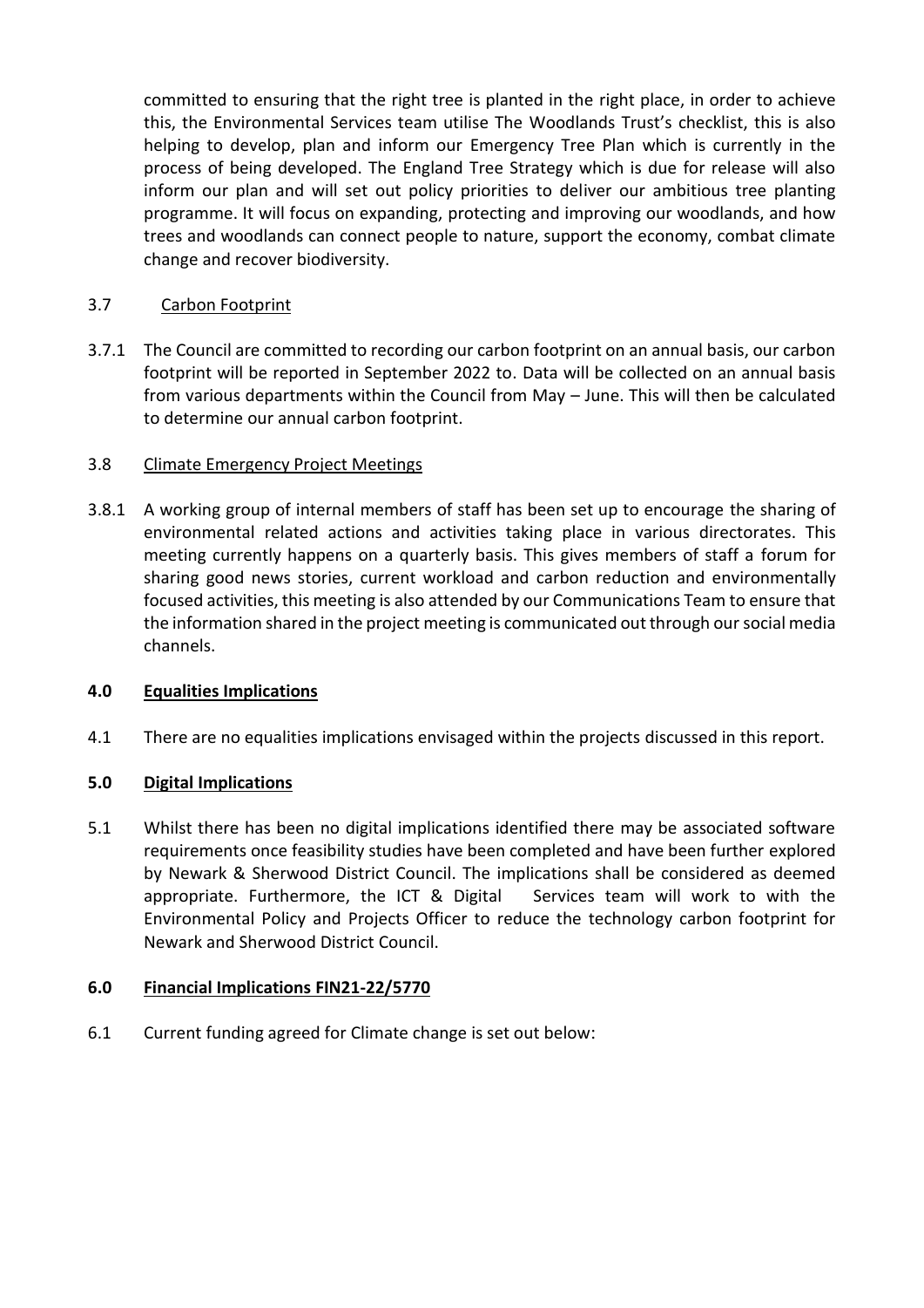committed to ensuring that the right tree is planted in the right place, in order to achieve this, the Environmental Services team utilise The Woodlands Trust's checklist, this is also helping to develop, plan and inform our Emergency Tree Plan which is currently in the process of being developed. The England Tree Strategy which is due for release will also inform our plan and will set out policy priorities to deliver our ambitious tree planting programme. It will focus on expanding, protecting and improving our woodlands, and how trees and woodlands can connect people to nature, support the economy, combat climate change and recover biodiversity.

3.7 Carbon Footprint

3.7.1 The Council are committed to recording our carbon footprint on an annual basis, our carbon footprint will be reported in September 2022 to. Data will be collected on an annual basis from various departments within the Council from May – June. This will then be calculated to determine our annual carbon footprint.

3.8 Climate Emergency Project Meetings

3.8.1 A working group of internal members of staff has been set up to encourage the sharing of environmental related actions and activities taking place in various directorates. This meeting currently happens on a quarterly basis. This gives members of staff a forum for sharing good news stories, current workload and carbon reduction and environmentally focused activities, this meeting is also attended by our Communications Team to ensure that the information shared in the project meeting is communicated out through our social media channels.

## 4.0 Equalities Implications

4.1 There are no equalities implications envisaged within the projects discussed in this report.

## 5.0 Digital Implications

5.1 Whilst there has been no digital implications identified there may be associated software requirements once feasibility studies have been completed and have been further explored by Newark & Sherwood District Council. The implications shall be considered as deemed appropriate. Furthermore, the ICT & Digital Services team will work to with the Environmental Policy and Projects Officer to reduce the technology carbon footprint for Newark and Sherwood District Council.

## 6.0 Financial Implications FIN21-22/5770

6.1 Current funding agreed for Climate change is set out below: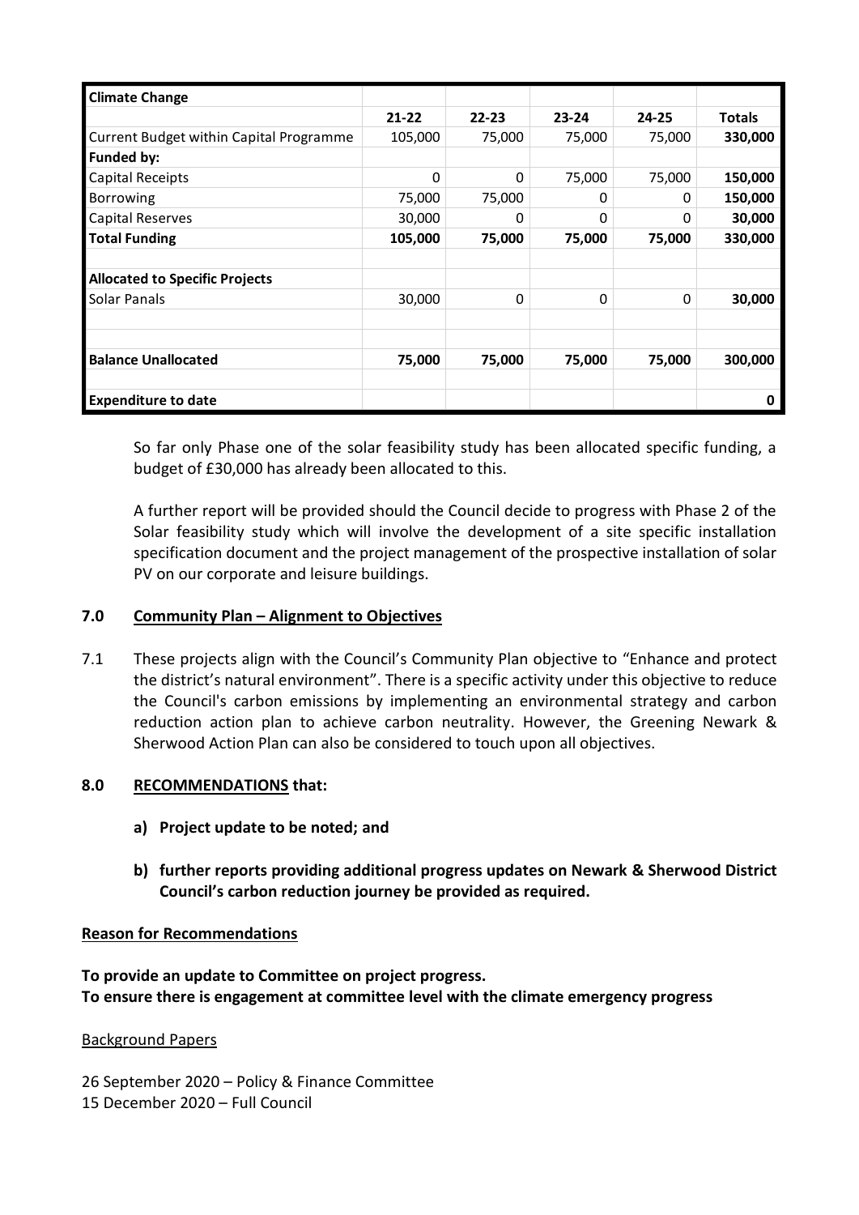| **Climate Change** | | | | | |
|---|---|---|---|---|---|
| | **21-22** | **22-23** | **23-24** | **24-25** | **Totals** |
| Current Budget within Capital Programme | 105,000 | 75,000 | 75,000 | 75,000 | **330,000** |
| **Funded by:** | | | | | |
| Capital Receipts | 0 | 0 | 75,000 | 75,000 | **150,000** |
| Borrowing | 75,000 | 75,000 | 0 | 0 | **150,000** |
| Capital Reserves | 30,000 | 0 | 0 | 0 | **30,000** |
| **Total Funding** | **105,000** | **75,000** | **75,000** | **75,000** | **330,000** |
| | | | | | |
| **Allocated to Specific Projects** | | | | | |
| Solar Panals | 30,000 | 0 | 0 | 0 | **30,000** |
| | | | | | |
| | | | | | |
| **Balance Unallocated** | **75,000** | **75,000** | **75,000** | **75,000** | **300,000** |
| | | | | | |
| **Expenditure to date** | | | | | **0** |

So far only Phase one of the solar feasibility study has been allocated specific funding, a budget of £30,000 has already been allocated to this.

A further report will be provided should the Council decide to progress with Phase 2 of the Solar feasibility study which will involve the development of a site specific installation specification document and the project management of the prospective installation of solar PV on our corporate and leisure buildings.

## 7.0 Community Plan – Alignment to Objectives

7.1 These projects align with the Council's Community Plan objective to "Enhance and protect the district's natural environment". There is a specific activity under this objective to reduce the Council's carbon emissions by implementing an environmental strategy and carbon reduction action plan to achieve carbon neutrality. However, the Greening Newark & Sherwood Action Plan can also be considered to touch upon all objectives.

## 8.0 RECOMMENDATIONS that:

**a) Project update to be noted; and**

**b) further reports providing additional progress updates on Newark & Sherwood District Council's carbon reduction journey be provided as required.**

### Reason for Recommendations

**To provide an update to Committee on project progress.**
**To ensure there is engagement at committee level with the climate emergency progress**

Background Papers

26 September 2020 – Policy & Finance Committee
15 December 2020 – Full Council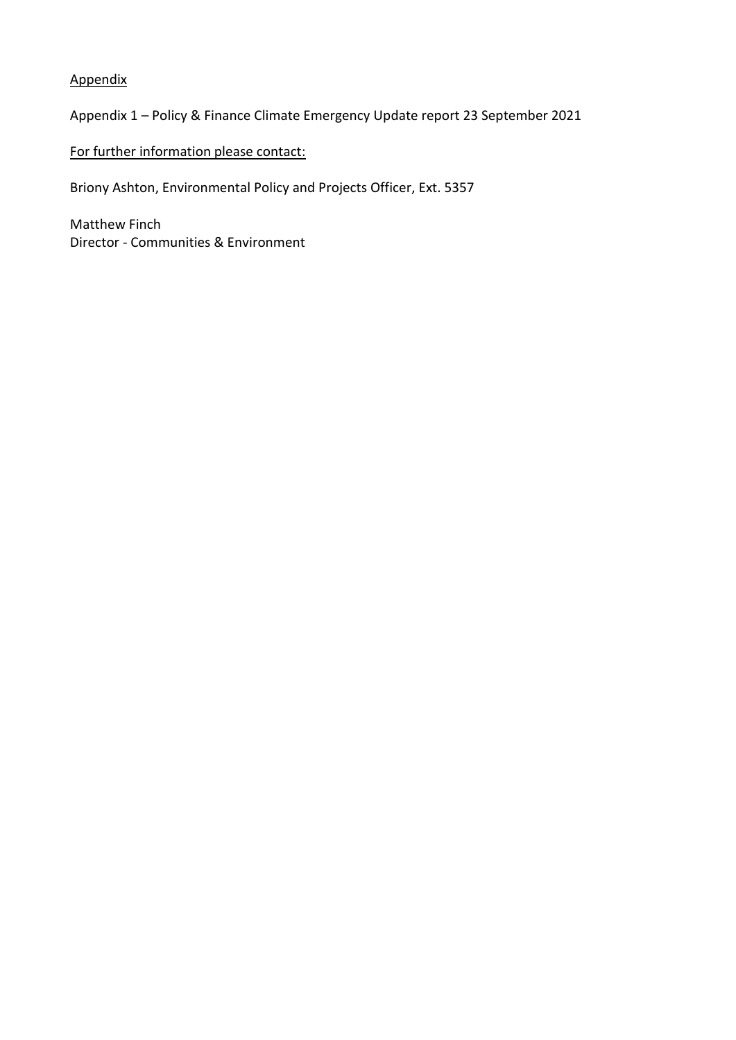<u>Appendix</u>

Appendix 1 – Policy & Finance Climate Emergency Update report 23 September 2021

<u>For further information please contact:</u>

Briony Ashton, Environmental Policy and Projects Officer, Ext. 5357

Matthew Finch
Director - Communities & Environment